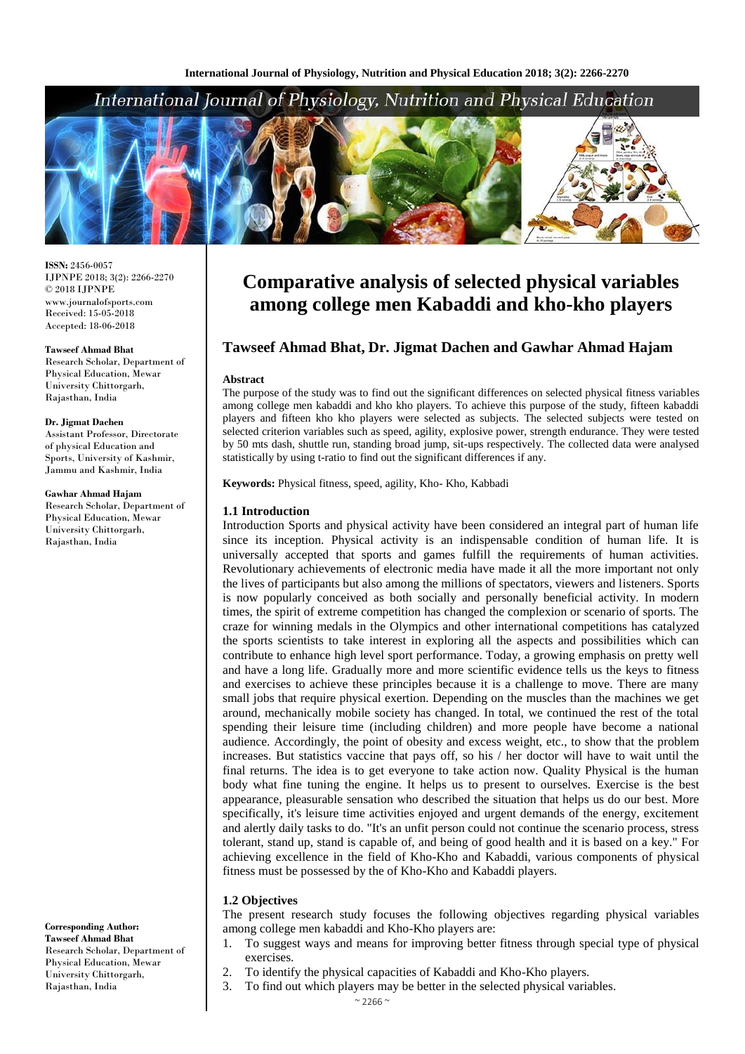# Comparative analysis of selected physical variables among college men Kabaddi and kho-kho players

**Tawseef Ahmad Bhat, Dr. Jigmat Dachen and Gawhar Ahmad Hajam**

ISSN: 2456-0057
IJPNPE 2018; 3(2): 2266-2270
© 2018 IJPNPE
www.journalofsports.com
Received: 15-05-2018
Accepted: 18-06-2018

**Tawseef Ahmad Bhat**
Research Scholar, Department of Physical Education, Mewar University Chittorgarh, Rajasthan, India

**Dr. Jigmat Dachen**
Assistant Professor, Directorate of physical Education and Sports, University of Kashmir, Jammu and Kashmir, India

**Gawhar Ahmad Hajam**
Research Scholar, Department of Physical Education, Mewar University Chittorgarh, Rajasthan, India

**Corresponding Author:**
**Tawseef Ahmad Bhat**
Research Scholar, Department of Physical Education, Mewar University Chittorgarh, Rajasthan, India

#### Abstract

The purpose of the study was to find out the significant differences on selected physical fitness variables among college men kabaddi and kho kho players. To achieve this purpose of the study, fifteen kabaddi players and fifteen kho kho players were selected as subjects. The selected subjects were tested on selected criterion variables such as speed, agility, explosive power, strength endurance. They were tested by 50 mts dash, shuttle run, standing broad jump, sit-ups respectively. The collected data were analysed statistically by using t-ratio to find out the significant differences if any.

**Keywords:** Physical fitness, speed, agility, Kho- Kho, Kabbadi

#### 1.1 Introduction

Introduction Sports and physical activity have been considered an integral part of human life since its inception. Physical activity is an indispensable condition of human life. It is universally accepted that sports and games fulfill the requirements of human activities. Revolutionary achievements of electronic media have made it all the more important not only the lives of participants but also among the millions of spectators, viewers and listeners. Sports is now popularly conceived as both socially and personally beneficial activity. In modern times, the spirit of extreme competition has changed the complexion or scenario of sports. The craze for winning medals in the Olympics and other international competitions has catalyzed the sports scientists to take interest in exploring all the aspects and possibilities which can contribute to enhance high level sport performance. Today, a growing emphasis on pretty well and have a long life. Gradually more and more scientific evidence tells us the keys to fitness and exercises to achieve these principles because it is a challenge to move. There are many small jobs that require physical exertion. Depending on the muscles than the machines we get around, mechanically mobile society has changed. In total, we continued the rest of the total spending their leisure time (including children) and more people have become a national audience. Accordingly, the point of obesity and excess weight, etc., to show that the problem increases. But statistics vaccine that pays off, so his / her doctor will have to wait until the final returns. The idea is to get everyone to take action now. Quality Physical is the human body what fine tuning the engine. It helps us to present to ourselves. Exercise is the best appearance, pleasurable sensation who described the situation that helps us do our best. More specifically, it's leisure time activities enjoyed and urgent demands of the energy, excitement and alertly daily tasks to do. "It's an unfit person could not continue the scenario process, stress tolerant, stand up, stand is capable of, and being of good health and it is based on a key." For achieving excellence in the field of Kho-Kho and Kabaddi, various components of physical fitness must be possessed by the of Kho-Kho and Kabaddi players.

#### 1.2 Objectives

The present research study focuses the following objectives regarding physical variables among college men kabaddi and Kho-Kho players are:

1. To suggest ways and means for improving better fitness through special type of physical exercises.
2. To identify the physical capacities of Kabaddi and Kho-Kho players.
3. To find out which players may be better in the selected physical variables.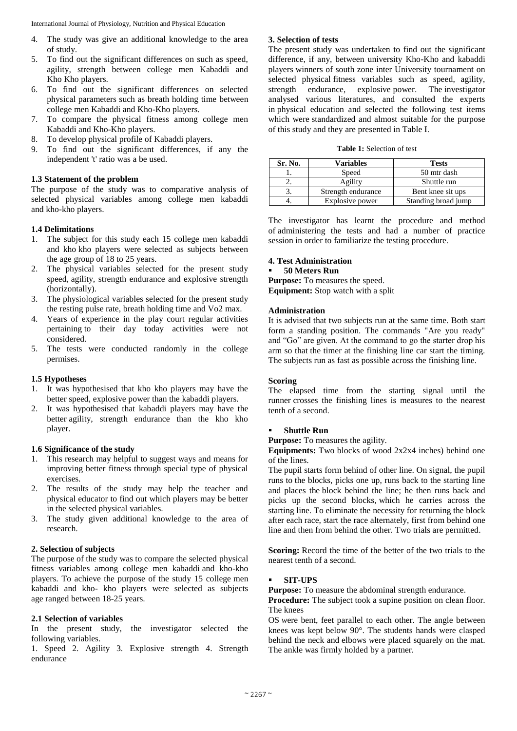4. The study was give an additional knowledge to the area of study.
5. To find out the significant differences on such as speed, agility, strength between college men Kabaddi and Kho Kho players.
6. To find out the significant differences on selected physical parameters such as breath holding time between college men Kabaddi and Kho-Kho players.
7. To compare the physical fitness among college men Kabaddi and Kho-Kho players.
8. To develop physical profile of Kabaddi players.
9. To find out the significant differences, if any the independent 't' ratio was a be used.

### 1.3 Statement of the problem

The purpose of the study was to comparative analysis of selected physical variables among college men kabaddi and kho-kho players.

### 1.4 Delimitations

1. The subject for this study each 15 college men kabaddi and kho kho players were selected as subjects between the age group of 18 to 25 years.
2. The physical variables selected for the present study speed, agility, strength endurance and explosive strength (horizontally).
3. The physiological variables selected for the present study the resting pulse rate, breath holding time and Vo2 max.
4. Years of experience in the play court regular activities pertaining to their day today activities were not considered.
5. The tests were conducted randomly in the college permises.

### 1.5 Hypotheses

1. It was hypothesised that kho kho players may have the better speed, explosive power than the kabaddi players.
2. It was hypothesised that kabaddi players may have the better agility, strength endurance than the kho kho player.

### 1.6 Significance of the study

1. This research may helpful to suggest ways and means for improving better fitness through special type of physical exercises.
2. The results of the study may help the teacher and physical educator to find out which players may be better in the selected physical variables.
3. The study given additional knowledge to the area of research.

## 2. Selection of subjects

The purpose of the study was to compare the selected physical fitness variables among college men kabaddi and kho-kho players. To achieve the purpose of the study 15 college men kabaddi and kho- kho players were selected as subjects age ranged between 18-25 years.

### 2.1 Selection of variables

In the present study, the investigator selected the following variables.

1. Speed 2. Agility 3. Explosive strength 4. Strength endurance

## 3. Selection of tests

The present study was undertaken to find out the significant difference, if any, between university Kho-Kho and kabaddi players winners of south zone inter University tournament on selected physical fitness variables such as speed, agility, strength endurance, explosive power. The investigator analysed various literatures, and consulted the experts in physical education and selected the following test items which were standardized and almost suitable for the purpose of this study and they are presented in Table I.

**Table 1:** Selection of test

| Sr. No. | Variables | Tests |
|---|---|---|
| 1. | Speed | 50 mtr dash |
| 2. | Agility | Shuttle run |
| 3. | Strength endurance | Bent knee sit ups |
| 4. | Explosive power | Standing broad jump |

The investigator has learnt the procedure and method of administering the tests and had a number of practice session in order to familiarize the testing procedure.

## 4. Test Administration

- **50 Meters Run**

**Purpose:** To measures the speed.

**Equipment:** Stop watch with a split

**Administration**

It is advised that two subjects run at the same time. Both start form a standing position. The commands "Are you ready" and "Go" are given. At the command to go the starter drop his arm so that the timer at the finishing line car start the timing. The subjects run as fast as possible across the finishing line.

**Scoring**

The elapsed time from the starting signal until the runner crosses the finishing lines is measures to the nearest tenth of a second.

- **Shuttle Run**

**Purpose:** To measures the agility.

**Equipments:** Two blocks of wood 2x2x4 inches) behind one of the lines.

The pupil starts form behind of other line. On signal, the pupil runs to the blocks, picks one up, runs back to the starting line and places the block behind the line; he then runs back and picks up the second blocks, which he carries across the starting line. To eliminate the necessity for returning the block after each race, start the race alternately, first from behind one line and then from behind the other. Two trials are permitted.

**Scoring:** Record the time of the better of the two trials to the nearest tenth of a second.

- **SIT-UPS**

**Purpose:** To measure the abdominal strength endurance.

**Procedure:** The subject took a supine position on clean floor. The knees

OS were bent, feet parallel to each other. The angle between knees was kept below 90°. The students hands were clasped behind the neck and elbows were placed squarely on the mat. The ankle was firmly holded by a partner.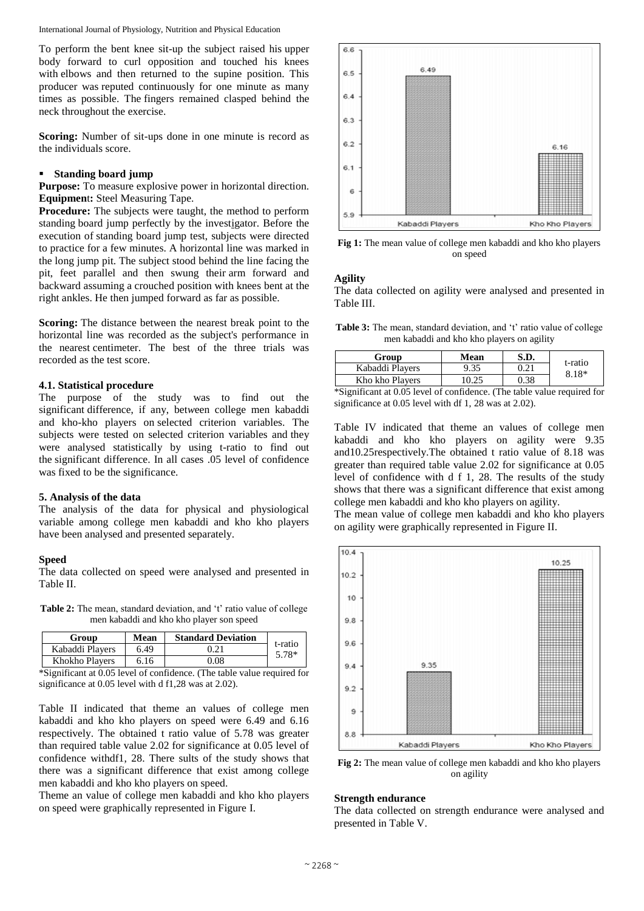To perform the bent knee sit-up the subject raised his upper body forward to curl opposition and touched his knees with elbows and then returned to the supine position. This producer was reputed continuously for one minute as many times as possible. The fingers remained clasped behind the neck throughout the exercise.

**Scoring:** Number of sit-ups done in one minute is record as the individuals score.

- **Standing board jump**

**Purpose:** To measure explosive power in horizontal direction.
**Equipment:** Steel Measuring Tape.
**Procedure:** The subjects were taught, the method to perform standing board jump perfectly by the investigator. Before the execution of standing board jump test, subjects were directed to practice for a few minutes. A horizontal line was marked in the long jump pit. The subject stood behind the line facing the pit, feet parallel and then swung their arm forward and backward assuming a crouched position with knees bent at the right ankles. He then jumped forward as far as possible.

**Scoring:** The distance between the nearest break point to the horizontal line was recorded as the subject's performance in the nearest centimeter. The best of the three trials was recorded as the test score.

### 4.1. Statistical procedure

The purpose of the study was to find out the significant difference, if any, between college men kabaddi and kho-kho players on selected criterion variables. The subjects were tested on selected criterion variables and they were analysed statistically by using t-ratio to find out the significant difference. In all cases .05 level of confidence was fixed to be the significance.

## 5. Analysis of the data

The analysis of the data for physical and physiological variable among college men kabaddi and kho kho players have been analysed and presented separately.

### Speed

The data collected on speed were analysed and presented in Table II.

**Table 2:** The mean, standard deviation, and 't' ratio value of college men kabaddi and kho kho player son speed

| Group | Mean | Standard Deviation | t-ratio |
|---|---|---|---|
| Kabaddi Players | 6.49 | 0.21 | 5.78* |
| Khokho Players | 6.16 | 0.08 | |

*Significant at 0.05 level of confidence. (The table value required for significance at 0.05 level with d f1,28 was at 2.02).

Table II indicated that theme an values of college men kabaddi and kho kho players on speed were 6.49 and 6.16 respectively. The obtained t ratio value of 5.78 was greater than required table value 2.02 for significance at 0.05 level of confidence withdf1, 28. There sults of the study shows that there was a significant difference that exist among college men kabaddi and kho kho players on speed.

Theme an value of college men kabaddi and kho kho players on speed were graphically represented in Figure I.

**Fig 1:** The mean value of college men kabaddi and kho kho players on speed

### Agility

The data collected on agility were analysed and presented in Table III.

**Table 3:** The mean, standard deviation, and 't' ratio value of college men kabaddi and kho kho players on agility

| Group | Mean | S.D. | t-ratio |
|---|---|---|---|
| Kabaddi Players | 9.35 | 0.21 | 8.18* |
| Kho kho Players | 10.25 | 0.38 | |

*Significant at 0.05 level of confidence. (The table value required for significance at 0.05 level with df 1, 28 was at 2.02).

Table IV indicated that theme an values of college men kabaddi and kho kho players on agility were 9.35 and10.25respectively.The obtained t ratio value of 8.18 was greater than required table value 2.02 for significance at 0.05 level of confidence with d f 1, 28. The results of the study shows that there was a significant difference that exist among college men kabaddi and kho kho players on agility.

The mean value of college men kabaddi and kho kho players on agility were graphically represented in Figure II.

**Fig 2:** The mean value of college men kabaddi and kho kho players on agility

### Strength endurance

The data collected on strength endurance were analysed and presented in Table V.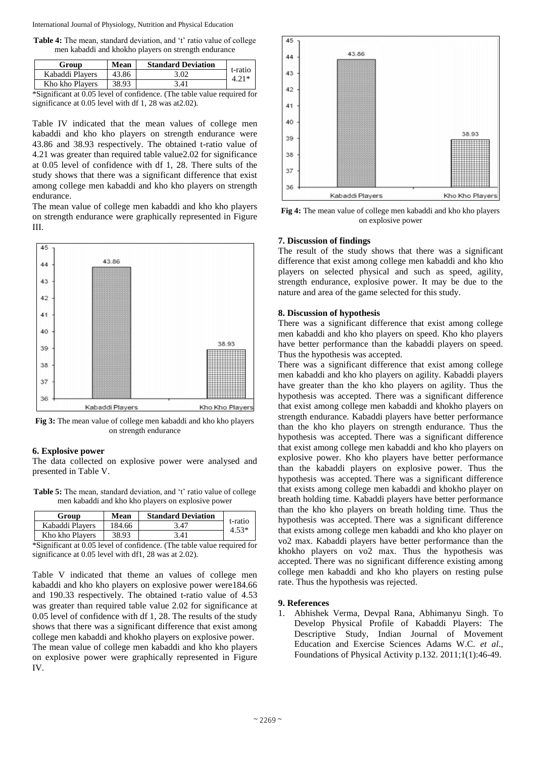**Table 4:** The mean, standard deviation, and 't' ratio value of college men kabaddi and khokho players on strength endurance

| Group | Mean | Standard Deviation | t-ratio |
|---|---|---|---|
| Kabaddi Players | 43.86 | 3.02 | 4.21* |
| Kho kho Players | 38.93 | 3.41 | |

*Significant at 0.05 level of confidence. (The table value required for significance at 0.05 level with df 1, 28 was at2.02).

Table IV indicated that the mean values of college men kabaddi and kho kho players on strength endurance were 43.86 and 38.93 respectively. The obtained t-ratio value of 4.21 was greater than required table value2.02 for significance at 0.05 level of confidence with df 1, 28. There sults of the study shows that there was a significant difference that exist among college men kabaddi and kho kho players on strength endurance.

The mean value of college men kabaddi and kho kho players on strength endurance were graphically represented in Figure III.

**Fig 3:** The mean value of college men kabaddi and kho kho players on strength endurance

## 6. Explosive power

The data collected on explosive power were analysed and presented in Table V.

**Table 5:** The mean, standard deviation, and 't' ratio value of college men kabaddi and kho kho players on explosive power

| Group | Mean | Standard Deviation | t-ratio |
|---|---|---|---|
| Kabaddi Players | 184.66 | 3.47 | 4.53* |
| Kho kho Players | 38.93 | 3.41 | |

*Significant at 0.05 level of confidence. (The table value required for significance at 0.05 level with df1, 28 was at 2.02).

Table V indicated that theme an values of college men kabaddi and kho kho players on explosive power were184.66 and 190.33 respectively. The obtained t-ratio value of 4.53 was greater than required table value 2.02 for significance at 0.05 level of confidence with df 1, 28. The results of the study shows that there was a significant difference that exist among college men kabaddi and khokho players on explosive power.

The mean value of college men kabaddi and kho kho players on explosive power were graphically represented in Figure IV.

**Fig 4:** The mean value of college men kabaddi and kho kho players on explosive power

## 7. Discussion of findings

The result of the study shows that there was a significant difference that exist among college men kabaddi and kho kho players on selected physical and such as speed, agility, strength endurance, explosive power. It may be due to the nature and area of the game selected for this study.

## 8. Discussion of hypothesis

There was a significant difference that exist among college men kabaddi and kho kho players on speed. Kho kho players have better performance than the kabaddi players on speed. Thus the hypothesis was accepted.

There was a significant difference that exist among college men kabaddi and kho kho players on agility. Kabaddi players have greater than the kho kho players on agility. Thus the hypothesis was accepted. There was a significant difference that exist among college men kabaddi and khokho players on strength endurance. Kabaddi players have better performance than the kho kho players on strength endurance. Thus the hypothesis was accepted. There was a significant difference that exist among college men kabaddi and kho kho players on explosive power. Kho kho players have better performance than the kabaddi players on explosive power. Thus the hypothesis was accepted. There was a significant difference that exists among college men kabaddi and khokho player on breath holding time. Kabaddi players have better performance than the kho kho players on breath holding time. Thus the hypothesis was accepted. There was a significant difference that exists among college men kabaddi and kho kho player on vo2 max. Kabaddi players have better performance than the khokho players on vo2 max. Thus the hypothesis was accepted. There was no significant difference existing among college men kabaddi and kho kho players on resting pulse rate. Thus the hypothesis was rejected.

## 9. References

1. Abhishek Verma, Devpal Rana, Abhimanyu Singh. To Develop Physical Profile of Kabaddi Players: The Descriptive Study, Indian Journal of Movement Education and Exercise Sciences Adams W.C. *et al*., Foundations of Physical Activity p.132. 2011;1(1):46-49.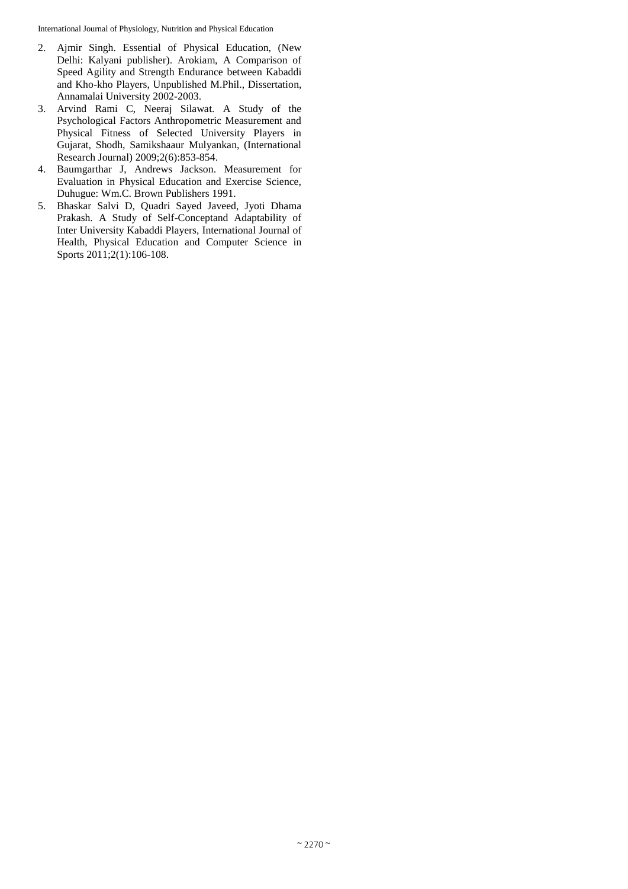2. Ajmir Singh. Essential of Physical Education, (New Delhi: Kalyani publisher). Arokiam, A Comparison of Speed Agility and Strength Endurance between Kabaddi and Kho-kho Players, Unpublished M.Phil., Dissertation, Annamalai University 2002-2003.
3. Arvind Rami C, Neeraj Silawat. A Study of the Psychological Factors Anthropometric Measurement and Physical Fitness of Selected University Players in Gujarat, Shodh, Samikshaaur Mulyankan, (International Research Journal) 2009;2(6):853-854.
4. Baumgarthar J, Andrews Jackson. Measurement for Evaluation in Physical Education and Exercise Science, Duhugue: Wm.C. Brown Publishers 1991.
5. Bhaskar Salvi D, Quadri Sayed Javeed, Jyoti Dhama Prakash. A Study of Self-Conceptand Adaptability of Inter University Kabaddi Players, International Journal of Health, Physical Education and Computer Science in Sports 2011;2(1):106-108.